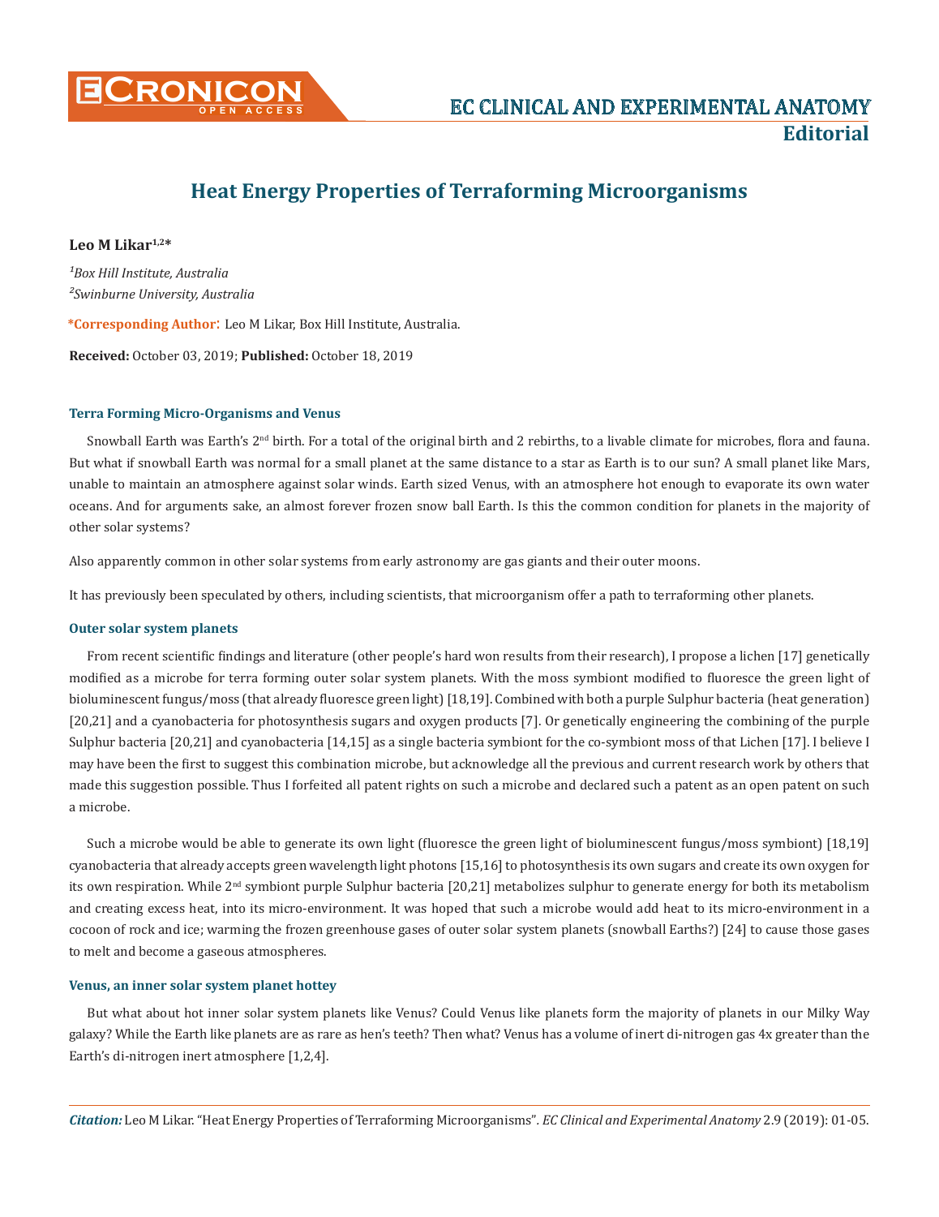# Heat Energy Properties of Terraforming Microorganisms

**Leo M Likar[1,2]***

*[1]Box Hill Institute, Australia*
*[2]Swinburne University, Australia*

***Corresponding Author**: Leo M Likar, Box Hill Institute, Australia.

**Received:** October 03, 2019; **Published:** October 18, 2019

### Terra Forming Micro-Organisms and Venus

Snowball Earth was Earth's 2nd birth. For a total of the original birth and 2 rebirths, to a livable climate for microbes, flora and fauna. But what if snowball Earth was normal for a small planet at the same distance to a star as Earth is to our sun? A small planet like Mars, unable to maintain an atmosphere against solar winds. Earth sized Venus, with an atmosphere hot enough to evaporate its own water oceans. And for arguments sake, an almost forever frozen snow ball Earth. Is this the common condition for planets in the majority of other solar systems?

Also apparently common in other solar systems from early astronomy are gas giants and their outer moons.

It has previously been speculated by others, including scientists, that microorganism offer a path to terraforming other planets.

### Outer solar system planets

From recent scientific findings and literature (other people's hard won results from their research), I propose a lichen [17] genetically modified as a microbe for terra forming outer solar system planets. With the moss symbiont modified to fluoresce the green light of bioluminescent fungus/moss (that already fluoresce green light) [18,19]. Combined with both a purple Sulphur bacteria (heat generation) [20,21] and a cyanobacteria for photosynthesis sugars and oxygen products [7]. Or genetically engineering the combining of the purple Sulphur bacteria [20,21] and cyanobacteria [14,15] as a single bacteria symbiont for the co-symbiont moss of that Lichen [17]. I believe I may have been the first to suggest this combination microbe, but acknowledge all the previous and current research work by others that made this suggestion possible. Thus I forfeited all patent rights on such a microbe and declared such a patent as an open patent on such a microbe.

Such a microbe would be able to generate its own light (fluoresce the green light of bioluminescent fungus/moss symbiont) [18,19] cyanobacteria that already accepts green wavelength light photons [15,16] to photosynthesis its own sugars and create its own oxygen for its own respiration. While 2nd symbiont purple Sulphur bacteria [20,21] metabolizes sulphur to generate energy for both its metabolism and creating excess heat, into its micro-environment. It was hoped that such a microbe would add heat to its micro-environment in a cocoon of rock and ice; warming the frozen greenhouse gases of outer solar system planets (snowball Earths?) [24] to cause those gases to melt and become a gaseous atmospheres.

### Venus, an inner solar system planet hottey

But what about hot inner solar system planets like Venus? Could Venus like planets form the majority of planets in our Milky Way galaxy? While the Earth like planets are as rare as hen's teeth? Then what? Venus has a volume of inert di-nitrogen gas 4x greater than the Earth's di-nitrogen inert atmosphere [1,2,4].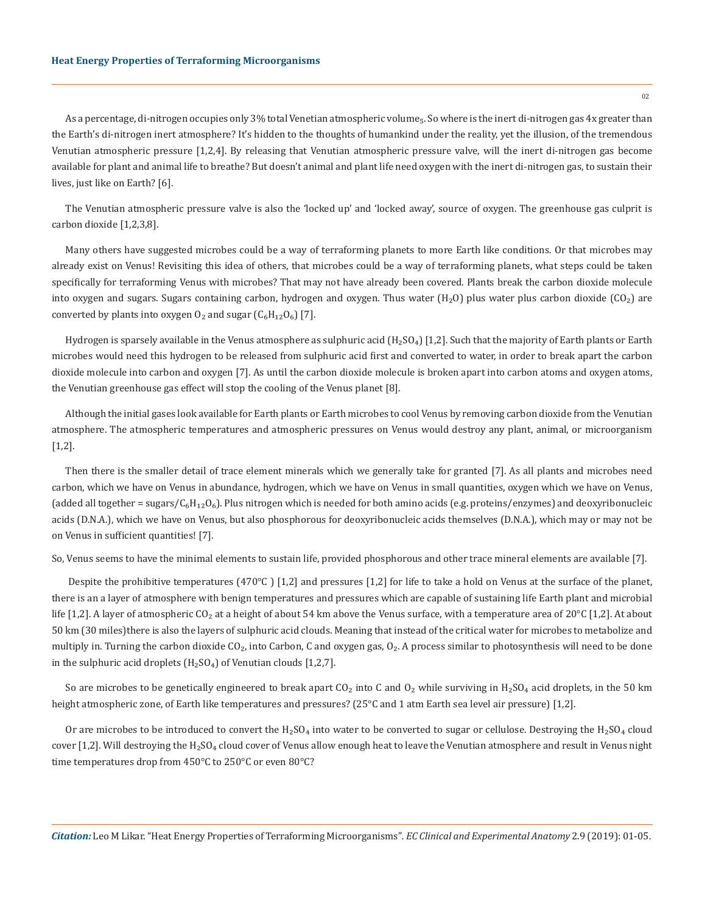As a percentage, di-nitrogen occupies only 3% total Venetian atmospheric $volume_5$. So where is the inert di-nitrogen gas 4x greater than the Earth's di-nitrogen inert atmosphere? It's hidden to the thoughts of humankind under the reality, yet the illusion, of the tremendous Venutian atmospheric pressure [1,2,4]. By releasing that Venutian atmospheric pressure valve, will the inert di-nitrogen gas become available for plant and animal life to breathe? But doesn't animal and plant life need oxygen with the inert di-nitrogen gas, to sustain their lives, just like on Earth? [6].

The Venutian atmospheric pressure valve is also the 'locked up' and 'locked away', source of oxygen. The greenhouse gas culprit is carbon dioxide [1,2,3,8].

Many others have suggested microbes could be a way of terraforming planets to more Earth like conditions. Or that microbes may already exist on Venus! Revisiting this idea of others, that microbes could be a way of terraforming planets, what steps could be taken specifically for terraforming Venus with microbes? That may not have already been covered. Plants break the carbon dioxide molecule into oxygen and sugars. Sugars containing carbon, hydrogen and oxygen. Thus water ($H_2O$) plus water plus carbon dioxide ($CO_2$) are converted by plants into oxygen $O_2$ and sugar ($C_6H_{12}O_6$) [7].

Hydrogen is sparsely available in the Venus atmosphere as sulphuric acid ($H_2SO_4$) [1,2]. Such that the majority of Earth plants or Earth microbes would need this hydrogen to be released from sulphuric acid first and converted to water, in order to break apart the carbon dioxide molecule into carbon and oxygen [7]. As until the carbon dioxide molecule is broken apart into carbon atoms and oxygen atoms, the Venutian greenhouse gas effect will stop the cooling of the Venus planet [8].

Although the initial gases look available for Earth plants or Earth microbes to cool Venus by removing carbon dioxide from the Venutian atmosphere. The atmospheric temperatures and atmospheric pressures on Venus would destroy any plant, animal, or microorganism [1,2].

Then there is the smaller detail of trace element minerals which we generally take for granted [7]. As all plants and microbes need carbon, which we have on Venus in abundance, hydrogen, which we have on Venus in small quantities, oxygen which we have on Venus, (added all together = sugars/$C_6H_{12}O_6$). Plus nitrogen which is needed for both amino acids (e.g. proteins/enzymes) and deoxyribonucleic acids (D.N.A.), which we have on Venus, but also phosphorous for deoxyribonucleic acids themselves (D.N.A.), which may or may not be on Venus in sufficient quantities! [7].

So, Venus seems to have the minimal elements to sustain life, provided phosphorous and other trace mineral elements are available [7].

Despite the prohibitive temperatures (470°C ) [1,2] and pressures [1,2] for life to take a hold on Venus at the surface of the planet, there is an a layer of atmosphere with benign temperatures and pressures which are capable of sustaining life Earth plant and microbial life [1,2]. A layer of atmospheric $CO_2$ at a height of about 54 km above the Venus surface, with a temperature area of 20°C [1,2]. At about 50 km (30 miles)there is also the layers of sulphuric acid clouds. Meaning that instead of the critical water for microbes to metabolize and multiply in. Turning the carbon dioxide $CO_2$, into Carbon, C and oxygen gas, $O_2$. A process similar to photosynthesis will need to be done in the sulphuric acid droplets ($H_2SO_4$) of Venutian clouds [1,2,7].

So are microbes to be genetically engineered to break apart $CO_2$ into C and $O_2$ while surviving in $H_2SO_4$ acid droplets, in the 50 km height atmospheric zone, of Earth like temperatures and pressures? (25°C and 1 atm Earth sea level air pressure) [1,2].

Or are microbes to be introduced to convert the $H_2SO_4$ into water to be converted to sugar or cellulose. Destroying the $H_2SO_4$ cloud cover [1,2]. Will destroying the $H_2SO_4$ cloud cover of Venus allow enough heat to leave the Venutian atmosphere and result in Venus night time temperatures drop from 450°C to 250°C or even 80°C?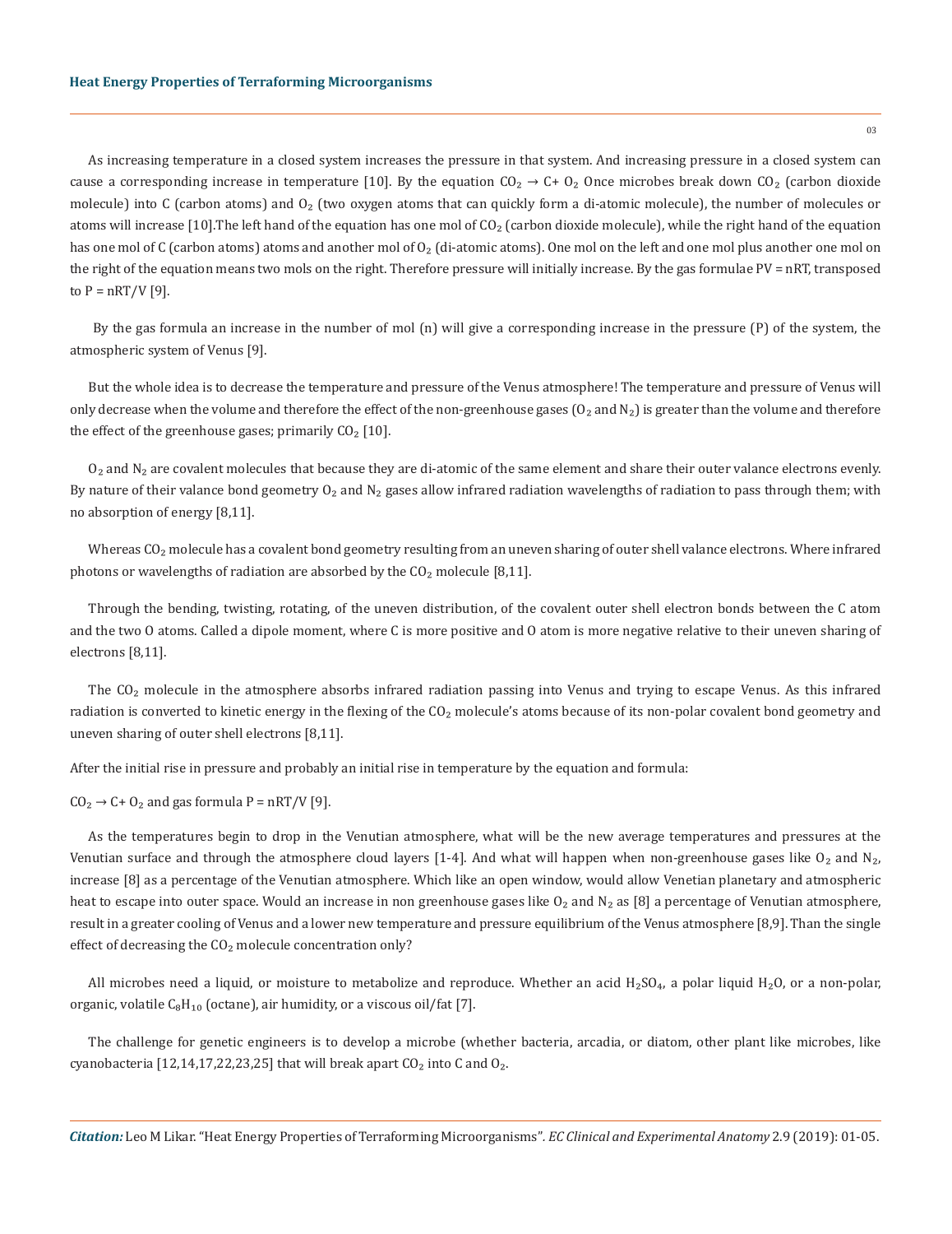As increasing temperature in a closed system increases the pressure in that system. And increasing pressure in a closed system can cause a corresponding increase in temperature [10]. By the equation $CO_2 \rightarrow C + O_2$ Once microbes break down $CO_2$ (carbon dioxide molecule) into C (carbon atoms) and $O_2$ (two oxygen atoms that can quickly form a di-atomic molecule), the number of molecules or atoms will increase [10].The left hand of the equation has one mol of $CO_2$ (carbon dioxide molecule), while the right hand of the equation has one mol of C (carbon atoms) atoms and another mol of $O_2$ (di-atomic atoms). One mol on the left and one mol plus another one mol on the right of the equation means two mols on the right. Therefore pressure will initially increase. By the gas formulae $PV = nRT$, transposed to $P = nRT/V$ [9].

By the gas formula an increase in the number of mol (n) will give a corresponding increase in the pressure (P) of the system, the atmospheric system of Venus [9].

But the whole idea is to decrease the temperature and pressure of the Venus atmosphere! The temperature and pressure of Venus will only decrease when the volume and therefore the effect of the non-greenhouse gases ($O_2$ and $N_2$) is greater than the volume and therefore the effect of the greenhouse gases; primarily $CO_2$ [10].

$O_2$ and $N_2$ are covalent molecules that because they are di-atomic of the same element and share their outer valance electrons evenly. By nature of their valance bond geometry $O_2$ and $N_2$ gases allow infrared radiation wavelengths of radiation to pass through them; with no absorption of energy [8,11].

Whereas $CO_2$ molecule has a covalent bond geometry resulting from an uneven sharing of outer shell valance electrons. Where infrared photons or wavelengths of radiation are absorbed by the $CO_2$ molecule [8,11].

Through the bending, twisting, rotating, of the uneven distribution, of the covalent outer shell electron bonds between the C atom and the two O atoms. Called a dipole moment, where C is more positive and O atom is more negative relative to their uneven sharing of electrons [8,11].

The $CO_2$ molecule in the atmosphere absorbs infrared radiation passing into Venus and trying to escape Venus. As this infrared radiation is converted to kinetic energy in the flexing of the $CO_2$ molecule's atoms because of its non-polar covalent bond geometry and uneven sharing of outer shell electrons [8,11].

After the initial rise in pressure and probably an initial rise in temperature by the equation and formula:

$CO_2 \rightarrow C + O_2$ and gas formula $P = nRT/V$ [9].

As the temperatures begin to drop in the Venutian atmosphere, what will be the new average temperatures and pressures at the Venutian surface and through the atmosphere cloud layers [1-4]. And what will happen when non-greenhouse gases like $O_2$ and $N_2$, increase [8] as a percentage of the Venutian atmosphere. Which like an open window, would allow Venetian planetary and atmospheric heat to escape into outer space. Would an increase in non greenhouse gases like $O_2$ and $N_2$ as [8] a percentage of Venutian atmosphere, result in a greater cooling of Venus and a lower new temperature and pressure equilibrium of the Venus atmosphere [8,9]. Than the single effect of decreasing the $CO_2$ molecule concentration only?

All microbes need a liquid, or moisture to metabolize and reproduce. Whether an acid $H_2SO_4$, a polar liquid $H_2O$, or a non-polar, organic, volatile $C_8H_{10}$ (octane), air humidity, or a viscous oil/fat [7].

The challenge for genetic engineers is to develop a microbe (whether bacteria, arcadia, or diatom, other plant like microbes, like cyanobacteria [12,14,17,22,23,25] that will break apart $CO_2$ into C and $O_2$.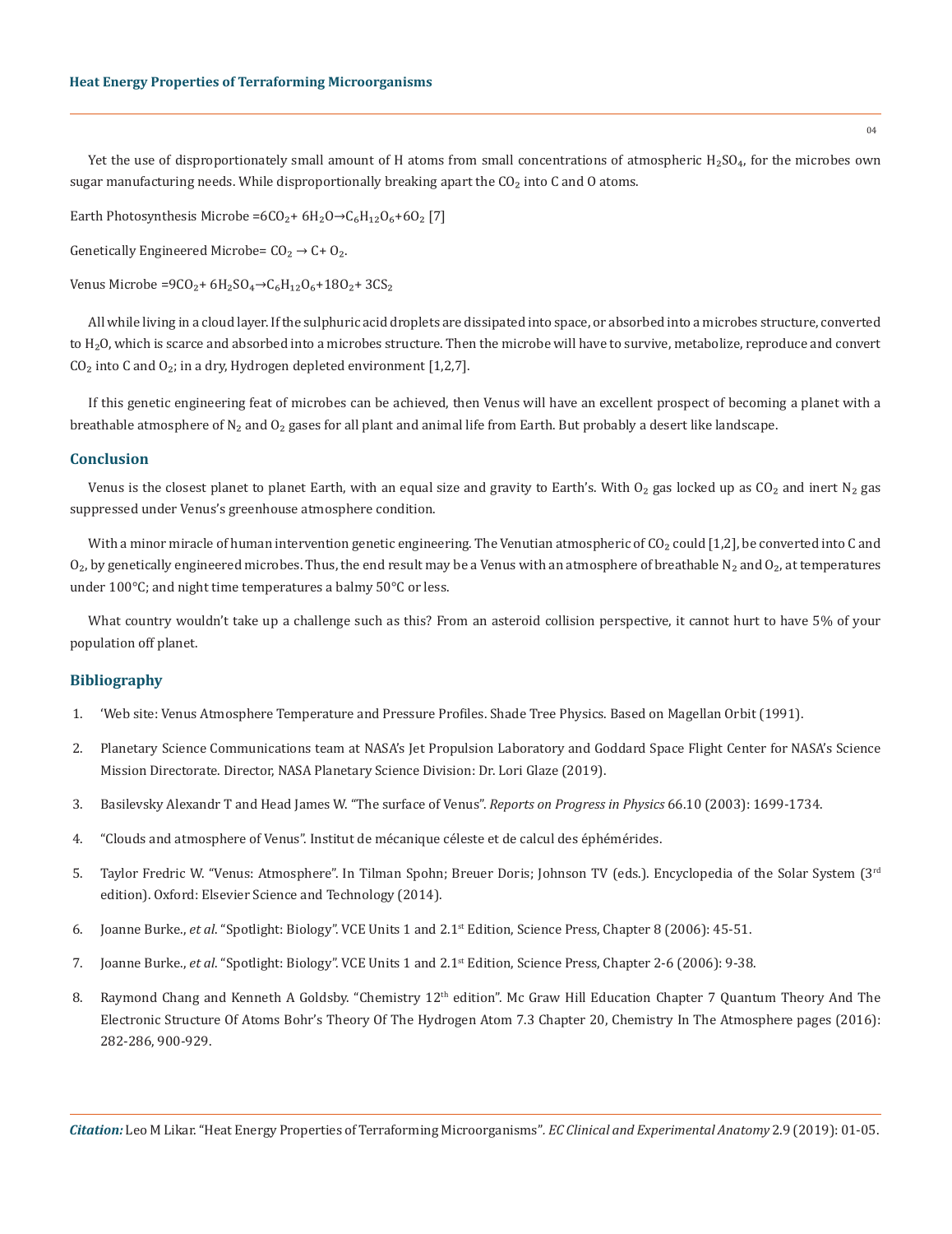Yet the use of disproportionately small amount of H atoms from small concentrations of atmospheric $H_2SO_4$, for the microbes own sugar manufacturing needs. While disproportionally breaking apart the $CO_2$ into C and O atoms.

Earth Photosynthesis Microbe $=6CO_2 + 6H_2O \rightarrow C_6H_{12}O_6 + 6O_2$ [7]

Genetically Engineered Microbe= $CO_2 \rightarrow C + O_2$.

Venus Microbe $=9CO_2 + 6H_2SO_4 \rightarrow C_6H_{12}O_6 + 18O_2 + 3CS_2$

All while living in a cloud layer. If the sulphuric acid droplets are dissipated into space, or absorbed into a microbes structure, converted to $H_2O$, which is scarce and absorbed into a microbes structure. Then the microbe will have to survive, metabolize, reproduce and convert $CO_2$ into C and $O_2$; in a dry, Hydrogen depleted environment [1,2,7].

If this genetic engineering feat of microbes can be achieved, then Venus will have an excellent prospect of becoming a planet with a breathable atmosphere of $N_2$ and $O_2$ gases for all plant and animal life from Earth. But probably a desert like landscape.

## Conclusion

Venus is the closest planet to planet Earth, with an equal size and gravity to Earth's. With $O_2$ gas locked up as $CO_2$ and inert $N_2$ gas suppressed under Venus's greenhouse atmosphere condition.

With a minor miracle of human intervention genetic engineering. The Venutian atmospheric of $CO_2$ could [1,2], be converted into C and $O_2$, by genetically engineered microbes. Thus, the end result may be a Venus with an atmosphere of breathable $N_2$ and $O_2$, at temperatures under 100°C; and night time temperatures a balmy 50°C or less.

What country wouldn't take up a challenge such as this? From an asteroid collision perspective, it cannot hurt to have 5% of your population off planet.

## Bibliography

1. 'Web site: Venus Atmosphere Temperature and Pressure Profiles. Shade Tree Physics. Based on Magellan Orbit (1991).
2. Planetary Science Communications team at NASA's Jet Propulsion Laboratory and Goddard Space Flight Center for NASA's Science Mission Directorate. Director, NASA Planetary Science Division: Dr. Lori Glaze (2019).
3. Basilevsky Alexandr T and Head James W. "The surface of Venus". *Reports on Progress in Physics* 66.10 (2003): 1699-1734.
4. "Clouds and atmosphere of Venus". Institut de mécanique céleste et de calcul des éphémérides.
5. Taylor Fredric W. "Venus: Atmosphere". In Tilman Spohn; Breuer Doris; Johnson TV (eds.). Encyclopedia of the Solar System (3rd edition). Oxford: Elsevier Science and Technology (2014).
6. Joanne Burke., *et al*. "Spotlight: Biology". VCE Units 1 and 2.1st Edition, Science Press, Chapter 8 (2006): 45-51.
7. Joanne Burke., *et al*. "Spotlight: Biology". VCE Units 1 and 2.1st Edition, Science Press, Chapter 2-6 (2006): 9-38.
8. Raymond Chang and Kenneth A Goldsby. "Chemistry 12th edition". Mc Graw Hill Education Chapter 7 Quantum Theory And The Electronic Structure Of Atoms Bohr's Theory Of The Hydrogen Atom 7.3 Chapter 20, Chemistry In The Atmosphere pages (2016): 282-286, 900-929.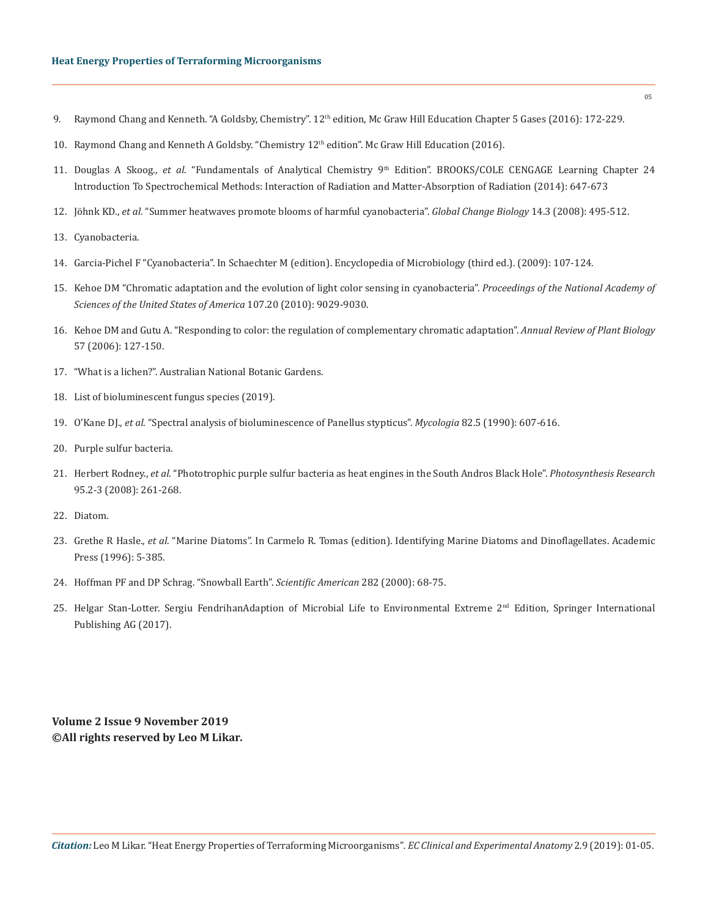9. Raymond Chang and Kenneth. "A Goldsby, Chemistry". 12th edition, Mc Graw Hill Education Chapter 5 Gases (2016): 172-229.
10. Raymond Chang and Kenneth A Goldsby. "Chemistry 12th edition". Mc Graw Hill Education (2016).
11. Douglas A Skoog., *et al*. "Fundamentals of Analytical Chemistry 9th Edition". BROOKS/COLE CENGAGE Learning Chapter 24 Introduction To Spectrochemical Methods: Interaction of Radiation and Matter-Absorption of Radiation (2014): 647-673
12. Jöhnk KD., *et al*. "Summer heatwaves promote blooms of harmful cyanobacteria". *Global Change Biology* 14.3 (2008): 495-512.
13. Cyanobacteria.
14. Garcia-Pichel F "Cyanobacteria". In Schaechter M (edition). Encyclopedia of Microbiology (third ed.). (2009): 107-124.
15. Kehoe DM "Chromatic adaptation and the evolution of light color sensing in cyanobacteria". *Proceedings of the National Academy of Sciences of the United States of America* 107.20 (2010): 9029-9030.
16. Kehoe DM and Gutu A. "Responding to color: the regulation of complementary chromatic adaptation". *Annual Review of Plant Biology* 57 (2006): 127-150.
17. "What is a lichen?". Australian National Botanic Gardens.
18. List of bioluminescent fungus species (2019).
19. O'Kane DJ., *et al*. "Spectral analysis of bioluminescence of Panellus stypticus". *Mycologia* 82.5 (1990): 607-616.
20. Purple sulfur bacteria.
21. Herbert Rodney., *et al*. "Phototrophic purple sulfur bacteria as heat engines in the South Andros Black Hole". *Photosynthesis Research* 95.2-3 (2008): 261-268.
22. Diatom.
23. Grethe R Hasle., *et al*. "Marine Diatoms". In Carmelo R. Tomas (edition). Identifying Marine Diatoms and Dinoflagellates. Academic Press (1996): 5-385.
24. Hoffman PF and DP Schrag. "Snowball Earth". *Scientific American* 282 (2000): 68-75.
25. Helgar Stan-Lotter. Sergiu FendrihanAdaption of Microbial Life to Environmental Extreme 2nd Edition, Springer International Publishing AG (2017).

**Volume 2 Issue 9 November 2019**
**©All rights reserved by Leo M Likar.**